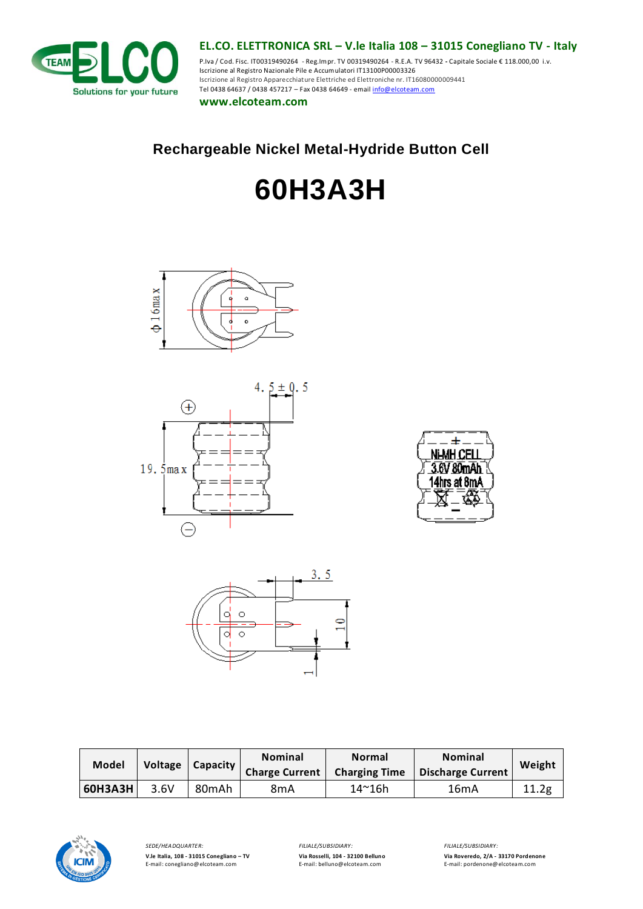**EL.CO. ELETTRONICA SRL – V.le Italia 108 – 31015 Conegliano TV - Italy**

P.Iva / Cod. Fisc. IT00319490264 - Reg.Impr. TV 00319490264 - R.E.A. TV 96432 - Capitale Sociale € 118.000,00 i.v.
Iscrizione al Registro Nazionale Pile e Accumulatori IT13100P00003326
Iscrizione al Registro Apparecchiature Elettriche ed Elettroniche nr. IT16080000009441
Tel 0438 64637 / 0438 457217 – Fax 0438 64649 - email info@elcoteam.com

**www.elcoteam.com**

## Rechargeable Nickel Metal-Hydride Button Cell

# 60H3A3H

ϕ 16max

4.5 ± 0.5

19.5max

Ni-MH CELL
3.6V 80mAh
14hrs at 8mA

3.5

10

1

| Model | Voltage | Capacity | Nominal Charge Current | Normal Charging Time | Nominal Discharge Current | Weight |
|---|---|---|---|---|---|---|
| **60H3A3H** | 3.6V | 80mAh | 8mA | 14~16h | 16mA | 11.2g |

*SEDE/HEADQUARTER:*
**V.le Italia, 108 - 31015 Conegliano – TV**
E-mail: conegliano@elcoteam.com

*FILIALE/SUBSIDIARY:*
**Via Rosselli, 104 - 32100 Belluno**
E-mail: belluno@elcoteam.com

*FILIALE/SUBSIDIARY:*
**Via Roveredo, 2/A - 33170 Pordenone**
E-mail: pordenone@elcoteam.com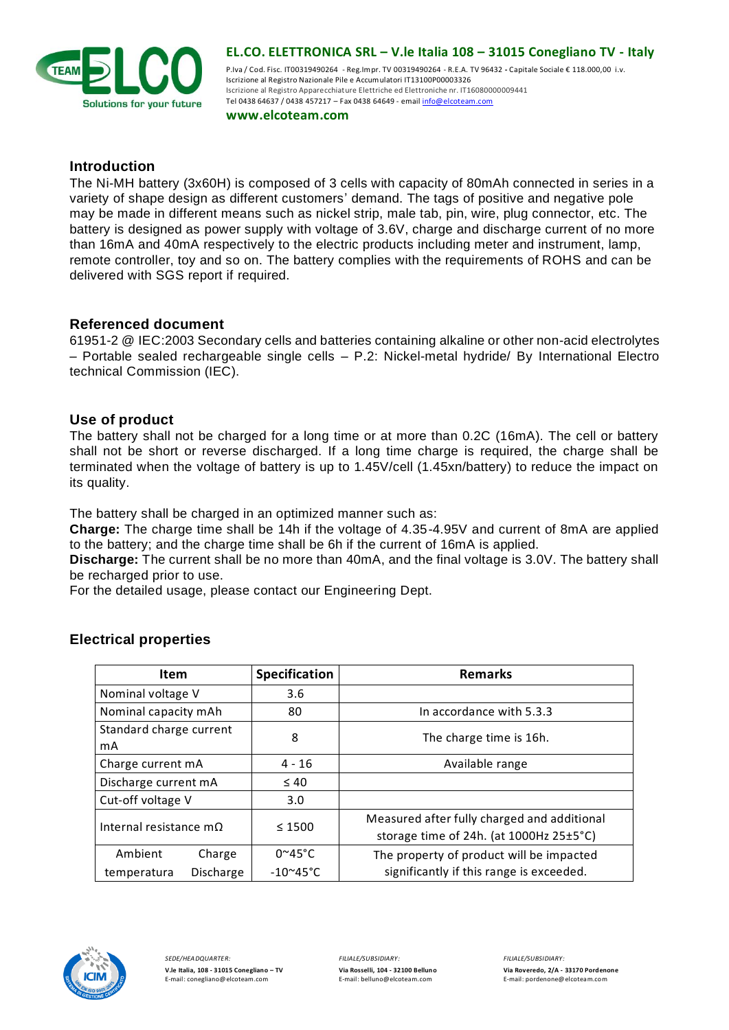## Introduction

The Ni-MH battery (3x60H) is composed of 3 cells with capacity of 80mAh connected in series in a variety of shape design as different customers' demand. The tags of positive and negative pole may be made in different means such as nickel strip, male tab, pin, wire, plug connector, etc. The battery is designed as power supply with voltage of 3.6V, charge and discharge current of no more than 16mA and 40mA respectively to the electric products including meter and instrument, lamp, remote controller, toy and so on. The battery complies with the requirements of ROHS and can be delivered with SGS report if required.

## Referenced document

61951-2 @ IEC:2003 Secondary cells and batteries containing alkaline or other non-acid electrolytes – Portable sealed rechargeable single cells – P.2: Nickel-metal hydride/ By International Electro technical Commission (IEC).

## Use of product

The battery shall not be charged for a long time or at more than 0.2C (16mA). The cell or battery shall not be short or reverse discharged. If a long time charge is required, the charge shall be terminated when the voltage of battery is up to 1.45V/cell (1.45xn/battery) to reduce the impact on its quality.

The battery shall be charged in an optimized manner such as:

**Charge:** The charge time shall be 14h if the voltage of 4.35-4.95V and current of 8mA are applied to the battery; and the charge time shall be 6h if the current of 16mA is applied.

**Discharge:** The current shall be no more than 40mA, and the final voltage is 3.0V. The battery shall be recharged prior to use.

For the detailed usage, please contact our Engineering Dept.

## Electrical properties

| Item | | Specification | Remarks |
|---|---|---|---|
| Nominal voltage V | | 3.6 | |
| Nominal capacity mAh | | 80 | In accordance with 5.3.3 |
| Standard charge current mA | | 8 | The charge time is 16h. |
| Charge current mA | | 4 - 16 | Available range |
| Discharge current mA | | ≤ 40 | |
| Cut-off voltage V | | 3.0 | |
| Internal resistance mΩ | | ≤ 1500 | Measured after fully charged and additional storage time of 24h. (at 1000Hz 25±5°C) |
| Ambient temperatura | Charge | 0~45°C | The property of product will be impacted significantly if this range is exceeded. |
| | Discharge | -10~45°C | |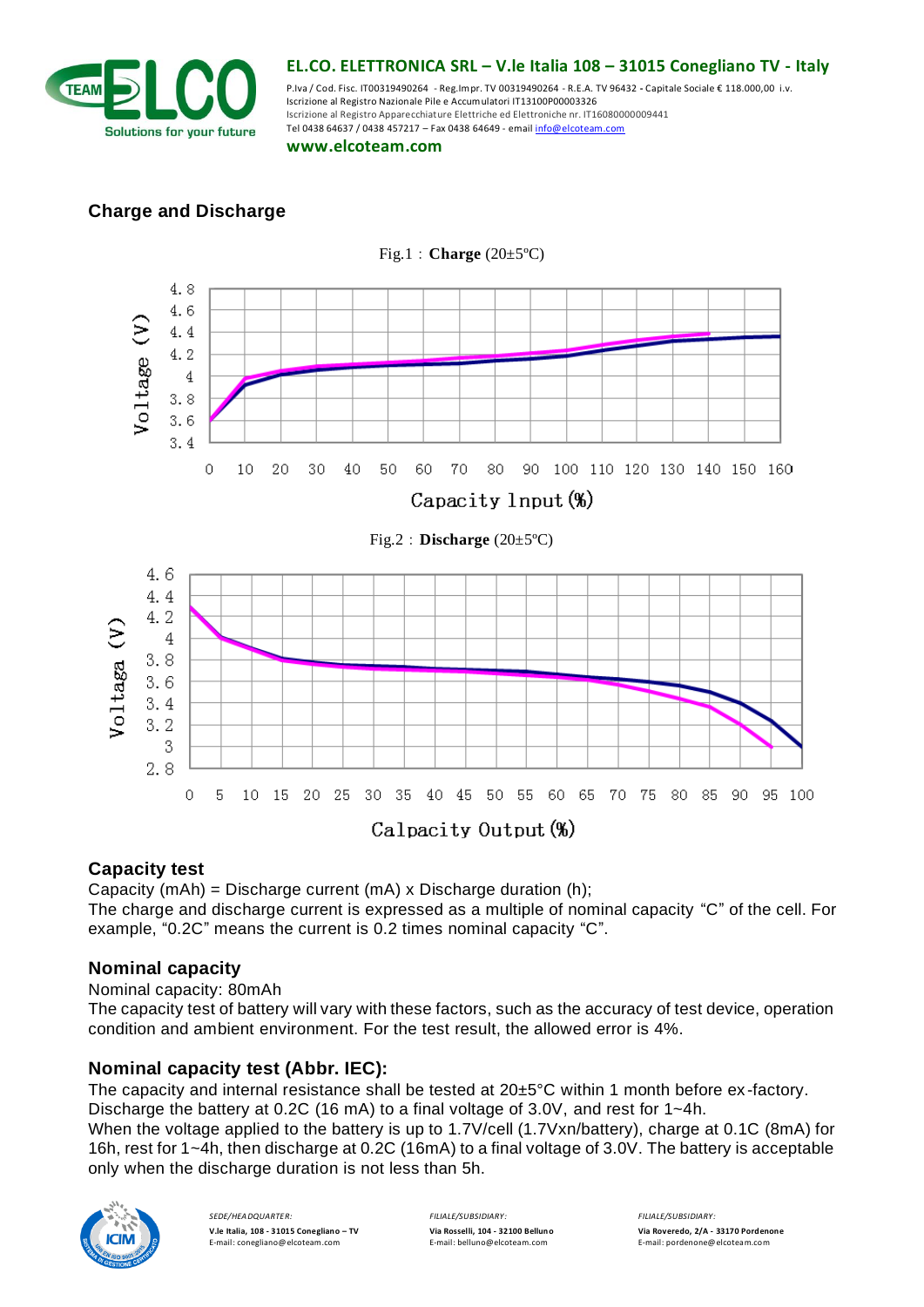## Charge and Discharge

Fig.1：**Charge** (20±5ºC)

Voltage (V)

4.8
4.6
4.4
4.2
4
3.8
3.6
3.4

0 10 20 30 40 50 60 70 80 90 100 110 120 130 140 150 160

Capacity Input (%)

Fig.2：**Discharge** (20±5ºC)

Voltaga (V)

4.6
4.4
4.2
4
3.8
3.6
3.4
3.2
3
2.8

0 5 10 15 20 25 30 35 40 45 50 55 60 65 70 75 80 85 90 95 100

Calpacity Output (%)

### Capacity test

Capacity (mAh) = Discharge current (mA) x Discharge duration (h);
The charge and discharge current is expressed as a multiple of nominal capacity "C" of the cell. For example, "0.2C" means the current is 0.2 times nominal capacity "C".

### Nominal capacity

Nominal capacity: 80mAh
The capacity test of battery will vary with these factors, such as the accuracy of test device, operation condition and ambient environment. For the test result, the allowed error is 4%.

### Nominal capacity test (Abbr. IEC):

The capacity and internal resistance shall be tested at 20±5°C within 1 month before ex-factory.
Discharge the battery at 0.2C (16 mA) to a final voltage of 3.0V, and rest for 1~4h.
When the voltage applied to the battery is up to 1.7V/cell (1.7Vxn/battery), charge at 0.1C (8mA) for 16h, rest for 1~4h, then discharge at 0.2C (16mA) to a final voltage of 3.0V. The battery is acceptable only when the discharge duration is not less than 5h.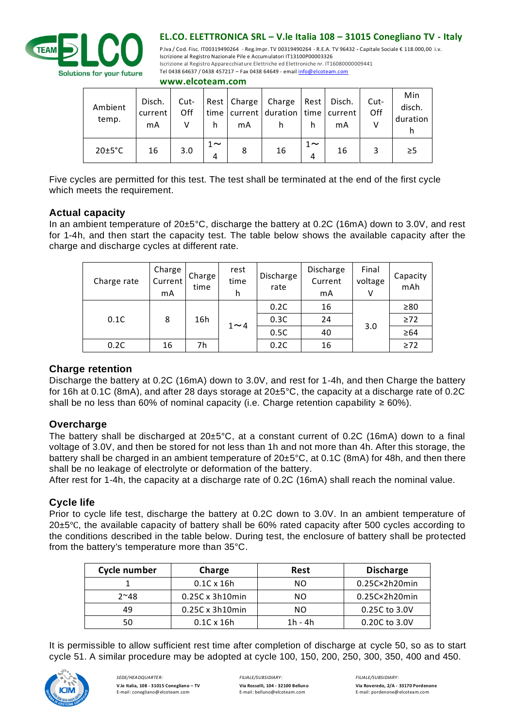| Ambient temp. | Disch. current mA | Cut-Off V | Rest time h | Charge current mA | Charge duration h | Rest time h | Disch. current mA | Cut-Off V | Min disch. duration h |
|---|---|---|---|---|---|---|---|---|---|
| 20±5°C | 16 | 3.0 | 1～4 | 8 | 16 | 1～4 | 16 | 3 | ≥5 |

Five cycles are permitted for this test. The test shall be terminated at the end of the first cycle which meets the requirement.

### Actual capacity

In an ambient temperature of 20±5°C, discharge the battery at 0.2C (16mA) down to 3.0V, and rest for 1-4h, and then start the capacity test. The table below shows the available capacity after the charge and discharge cycles at different rate.

| Charge rate | Charge Current mA | Charge time | rest time h | Discharge rate | Discharge Current mA | Final voltage V | Capacity mAh |
|---|---|---|---|---|---|---|---|
| 0.1C | 8 | 16h | 1～4 | 0.2C | 16 | 3.0 | ≥80 |
| | | | | 0.3C | 24 | | ≥72 |
| | | | | 0.5C | 40 | | ≥64 |
| 0.2C | 16 | 7h | | 0.2C | 16 | | ≥72 |

### Charge retention

Discharge the battery at 0.2C (16mA) down to 3.0V, and rest for 1-4h, and then Charge the battery for 16h at 0.1C (8mA), and after 28 days storage at 20±5°C, the capacity at a discharge rate of 0.2C shall be no less than 60% of nominal capacity (i.e. Charge retention capability ≥ 60%).

### Overcharge

The battery shall be discharged at 20±5°C, at a constant current of 0.2C (16mA) down to a final voltage of 3.0V, and then be stored for not less than 1h and not more than 4h. After this storage, the battery shall be charged in an ambient temperature of 20±5°C, at 0.1C (8mA) for 48h, and then there shall be no leakage of electrolyte or deformation of the battery.
After rest for 1-4h, the capacity at a discharge rate of 0.2C (16mA) shall reach the nominal value.

### Cycle life

Prior to cycle life test, discharge the battery at 0.2C down to 3.0V. In an ambient temperature of 20±5℃, the available capacity of battery shall be 60% rated capacity after 500 cycles according to the conditions described in the table below. During test, the enclosure of battery shall be protected from the battery's temperature more than 35°C.

| Cycle number | Charge | Rest | Discharge |
|---|---|---|---|
| 1 | 0.1C x 16h | NO | 0.25C×2h20min |
| 2~48 | 0.25C x 3h10min | NO | 0.25C×2h20min |
| 49 | 0.25C x 3h10min | NO | 0.25C to 3.0V |
| 50 | 0.1C x 16h | 1h - 4h | 0.20C to 3.0V |

It is permissible to allow sufficient rest time after completion of discharge at cycle 50, so as to start cycle 51. A similar procedure may be adopted at cycle 100, 150, 200, 250, 300, 350, 400 and 450.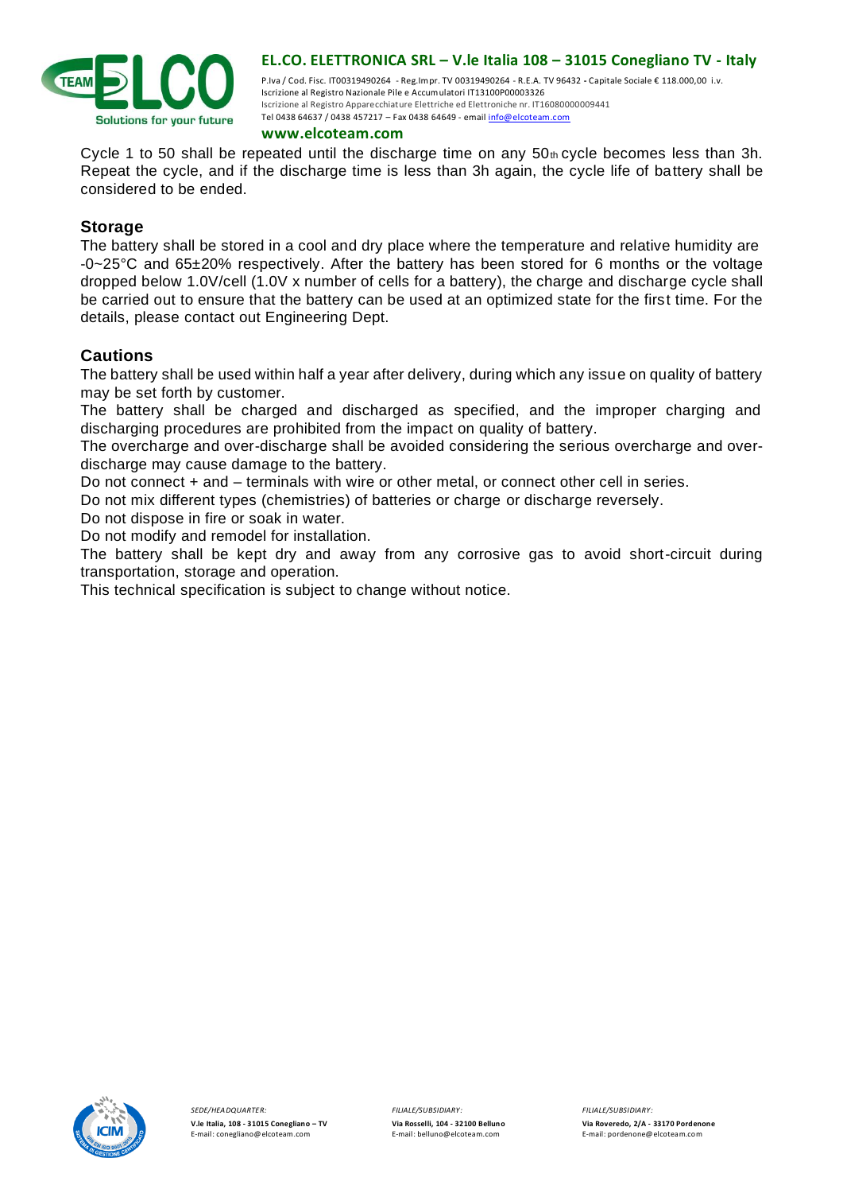Cycle 1 to 50 shall be repeated until the discharge time on any $50_{th}$ cycle becomes less than 3h. Repeat the cycle, and if the discharge time is less than 3h again, the cycle life of battery shall be considered to be ended.

## Storage

The battery shall be stored in a cool and dry place where the temperature and relative humidity are -0~25°C and 65±20% respectively. After the battery has been stored for 6 months or the voltage dropped below 1.0V/cell (1.0V x number of cells for a battery), the charge and discharge cycle shall be carried out to ensure that the battery can be used at an optimized state for the first time. For the details, please contact out Engineering Dept.

## Cautions

The battery shall be used within half a year after delivery, during which any issue on quality of battery may be set forth by customer.

The battery shall be charged and discharged as specified, and the improper charging and discharging procedures are prohibited from the impact on quality of battery.

The overcharge and over-discharge shall be avoided considering the serious overcharge and over-discharge may cause damage to the battery.

Do not connect + and – terminals with wire or other metal, or connect other cell in series.

Do not mix different types (chemistries) of batteries or charge or discharge reversely.

Do not dispose in fire or soak in water.

Do not modify and remodel for installation.

The battery shall be kept dry and away from any corrosive gas to avoid short-circuit during transportation, storage and operation.

This technical specification is subject to change without notice.